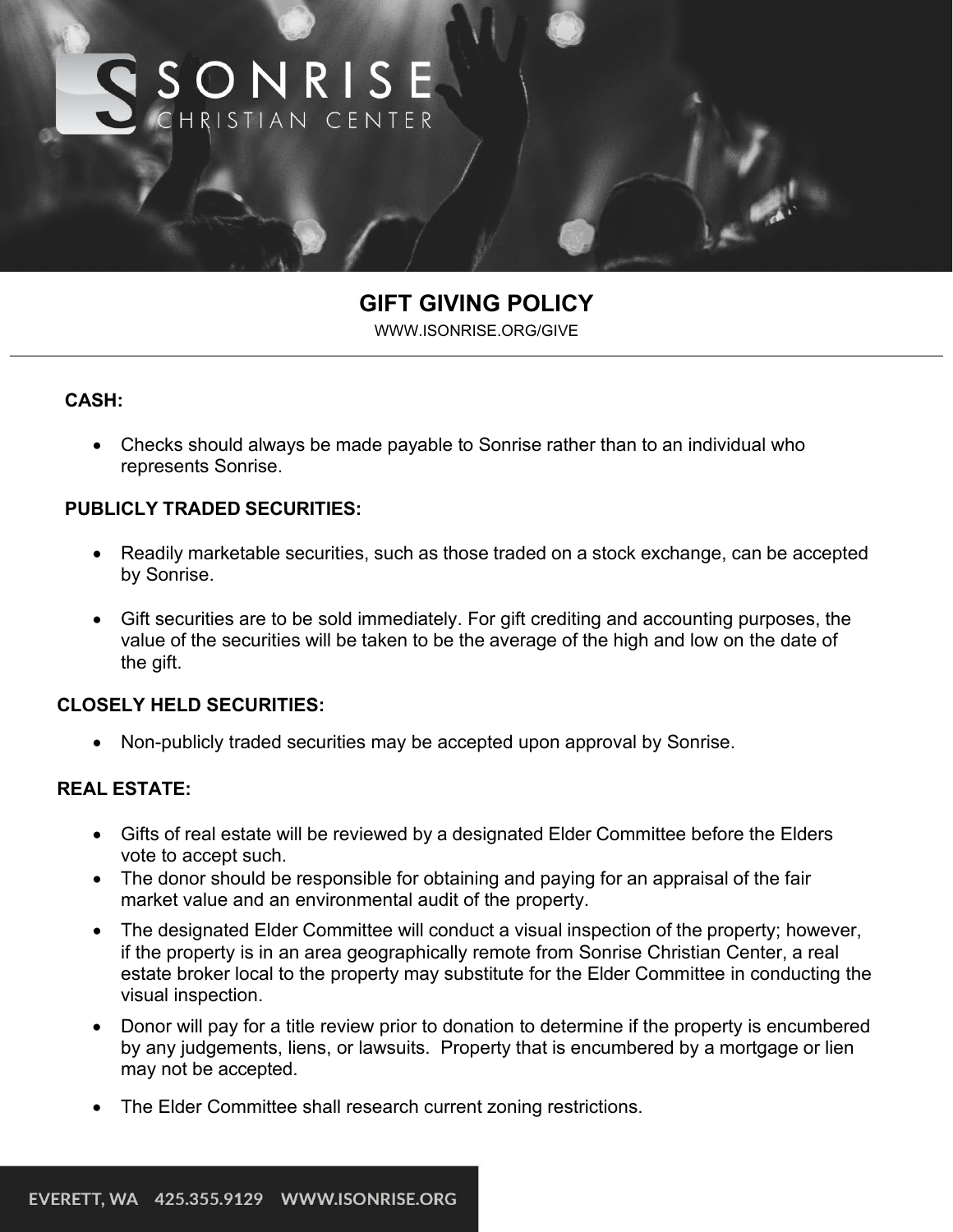# GIFT GIVING POLICY

WWW.ISONRISE.ORG/GIVE

---

**CASH:**

- Checks should always be made payable to Sonrise rather than to an individual who represents Sonrise.

**PUBLICLY TRADED SECURITIES:**

- Readily marketable securities, such as those traded on a stock exchange, can be accepted by Sonrise.
- Gift securities are to be sold immediately. For gift crediting and accounting purposes, the value of the securities will be taken to be the average of the high and low on the date of the gift.

**CLOSELY HELD SECURITIES:**

- Non-publicly traded securities may be accepted upon approval by Sonrise.

**REAL ESTATE:**

- Gifts of real estate will be reviewed by a designated Elder Committee before the Elders vote to accept such.
- The donor should be responsible for obtaining and paying for an appraisal of the fair market value and an environmental audit of the property.
- The designated Elder Committee will conduct a visual inspection of the property; however, if the property is in an area geographically remote from Sonrise Christian Center, a real estate broker local to the property may substitute for the Elder Committee in conducting the visual inspection.
- Donor will pay for a title review prior to donation to determine if the property is encumbered by any judgements, liens, or lawsuits. Property that is encumbered by a mortgage or lien may not be accepted.
- The Elder Committee shall research current zoning restrictions.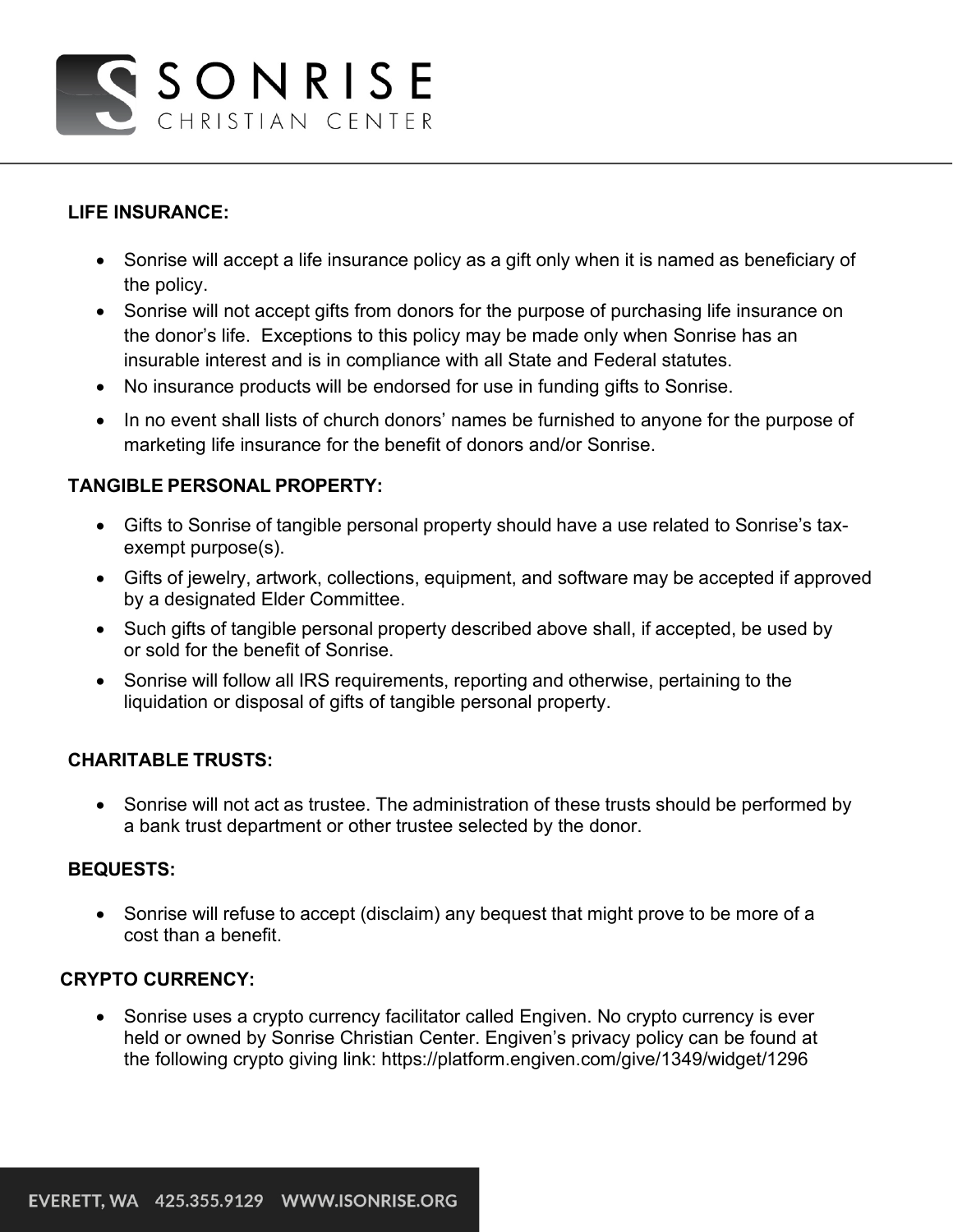**LIFE INSURANCE:**

- Sonrise will accept a life insurance policy as a gift only when it is named as beneficiary of the policy.
- Sonrise will not accept gifts from donors for the purpose of purchasing life insurance on the donor's life. Exceptions to this policy may be made only when Sonrise has an insurable interest and is in compliance with all State and Federal statutes.
- No insurance products will be endorsed for use in funding gifts to Sonrise.
- In no event shall lists of church donors' names be furnished to anyone for the purpose of marketing life insurance for the benefit of donors and/or Sonrise.

**TANGIBLE PERSONAL PROPERTY:**

- Gifts to Sonrise of tangible personal property should have a use related to Sonrise's tax-exempt purpose(s).
- Gifts of jewelry, artwork, collections, equipment, and software may be accepted if approved by a designated Elder Committee.
- Such gifts of tangible personal property described above shall, if accepted, be used by or sold for the benefit of Sonrise.
- Sonrise will follow all IRS requirements, reporting and otherwise, pertaining to the liquidation or disposal of gifts of tangible personal property.

**CHARITABLE TRUSTS:**

- Sonrise will not act as trustee. The administration of these trusts should be performed by a bank trust department or other trustee selected by the donor.

**BEQUESTS:**

- Sonrise will refuse to accept (disclaim) any bequest that might prove to be more of a cost than a benefit.

**CRYPTO CURRENCY:**

- Sonrise uses a crypto currency facilitator called Engiven. No crypto currency is ever held or owned by Sonrise Christian Center. Engiven's privacy policy can be found at the following crypto giving link: https://platform.engiven.com/give/1349/widget/1296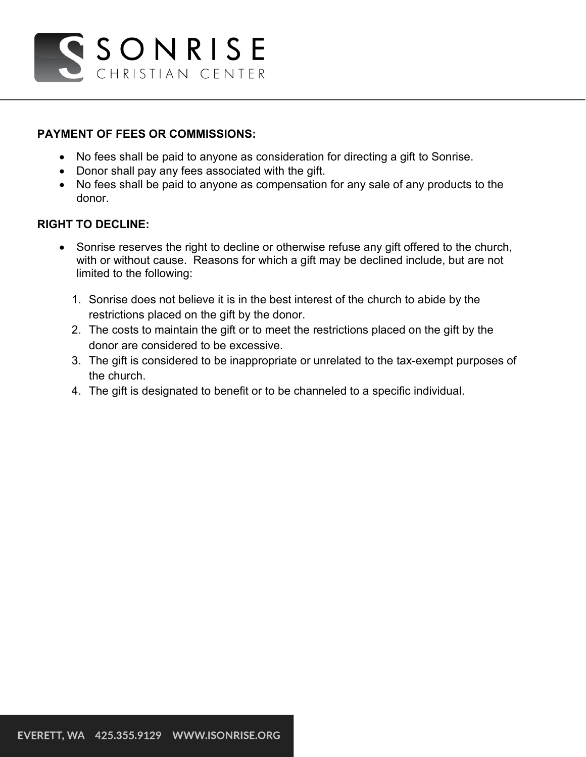**PAYMENT OF FEES OR COMMISSIONS:**

- No fees shall be paid to anyone as consideration for directing a gift to Sonrise.
- Donor shall pay any fees associated with the gift.
- No fees shall be paid to anyone as compensation for any sale of any products to the donor.

**RIGHT TO DECLINE:**

- Sonrise reserves the right to decline or otherwise refuse any gift offered to the church, with or without cause. Reasons for which a gift may be declined include, but are not limited to the following:

  1. Sonrise does not believe it is in the best interest of the church to abide by the restrictions placed on the gift by the donor.
  2. The costs to maintain the gift or to meet the restrictions placed on the gift by the donor are considered to be excessive.
  3. The gift is considered to be inappropriate or unrelated to the tax-exempt purposes of the church.
  4. The gift is designated to benefit or to be channeled to a specific individual.